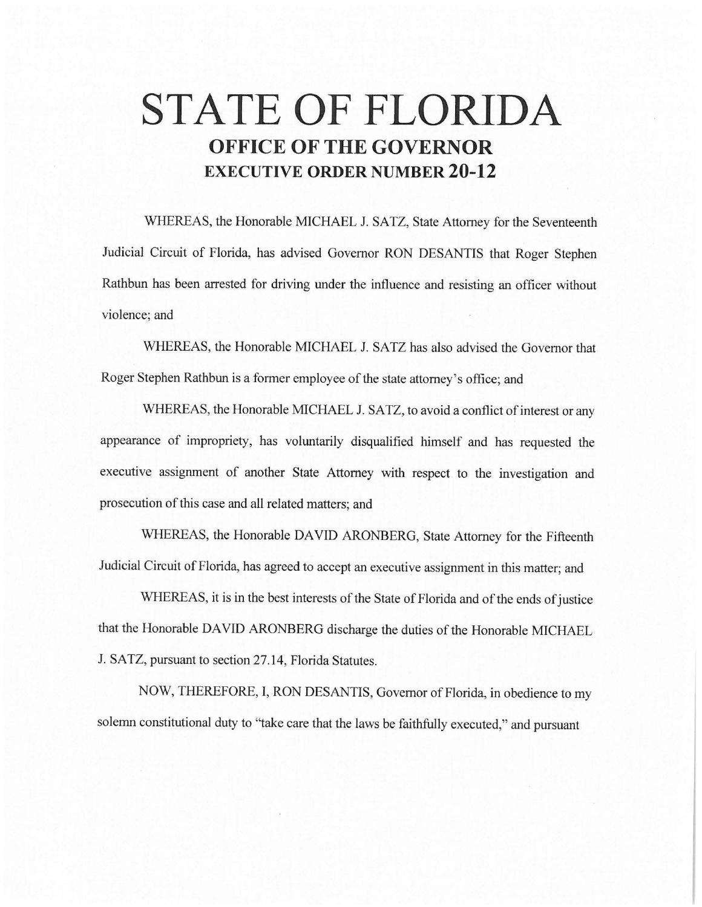# STATE OF FLORIDA
## OFFICE OF THE GOVERNOR
## EXECUTIVE ORDER NUMBER 20-12

WHEREAS, the Honorable MICHAEL J. SATZ, State Attorney for the Seventeenth Judicial Circuit of Florida, has advised Governor RON DESANTIS that Roger Stephen Rathbun has been arrested for driving under the influence and resisting an officer without violence; and

WHEREAS, the Honorable MICHAEL J. SATZ has also advised the Governor that Roger Stephen Rathbun is a former employee of the state attorney's office; and

WHEREAS, the Honorable MICHAEL J. SATZ, to avoid a conflict of interest or any appearance of impropriety, has voluntarily disqualified himself and has requested the executive assignment of another State Attorney with respect to the investigation and prosecution of this case and all related matters; and

WHEREAS, the Honorable DAVID ARONBERG, State Attorney for the Fifteenth Judicial Circuit of Florida, has agreed to accept an executive assignment in this matter; and

WHEREAS, it is in the best interests of the State of Florida and of the ends of justice that the Honorable DAVID ARONBERG discharge the duties of the Honorable MICHAEL J. SATZ, pursuant to section 27.14, Florida Statutes.

NOW, THEREFORE, I, RON DESANTIS, Governor of Florida, in obedience to my solemn constitutional duty to "take care that the laws be faithfully executed," and pursuant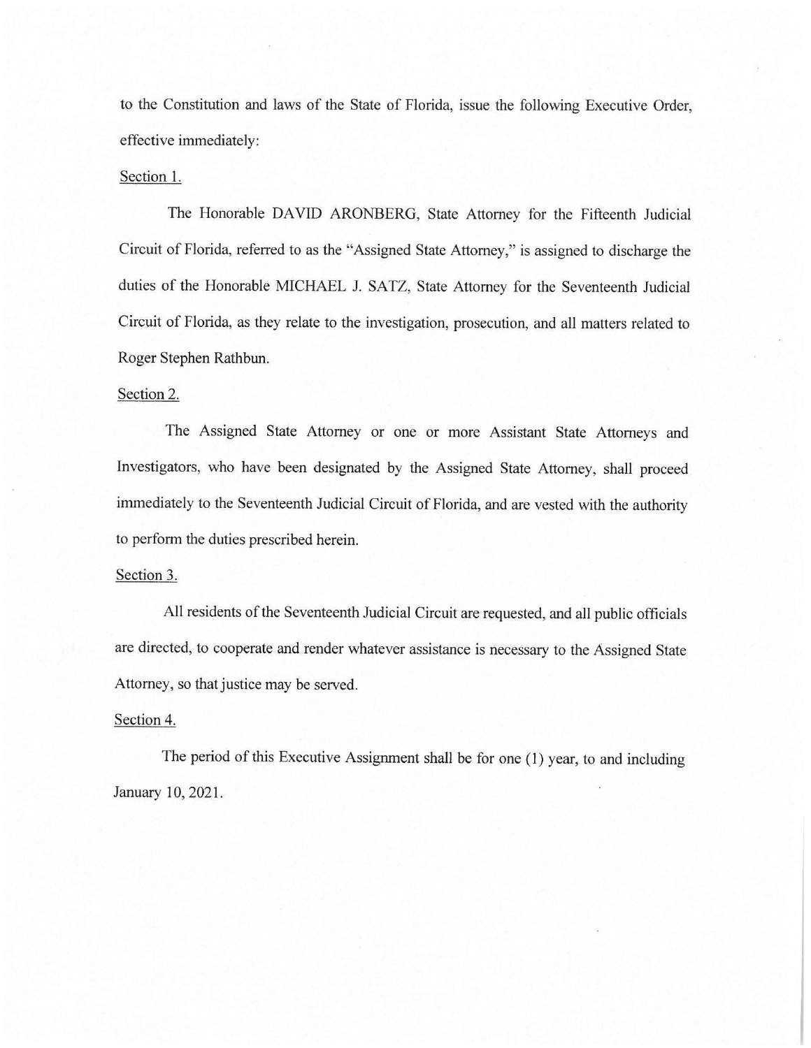to the Constitution and laws of the State of Florida, issue the following Executive Order, effective immediately:

Section 1.

The Honorable DAVID ARONBERG, State Attorney for the Fifteenth Judicial Circuit of Florida, referred to as the "Assigned State Attorney," is assigned to discharge the duties of the Honorable MICHAEL J. SATZ, State Attorney for the Seventeenth Judicial Circuit of Florida, as they relate to the investigation, prosecution, and all matters related to Roger Stephen Rathbun.

Section 2.

The Assigned State Attorney or one or more Assistant State Attorneys and Investigators, who have been designated by the Assigned State Attorney, shall proceed immediately to the Seventeenth Judicial Circuit of Florida, and are vested with the authority to perform the duties prescribed herein.

Section 3.

All residents of the Seventeenth Judicial Circuit are requested, and all public officials are directed, to cooperate and render whatever assistance is necessary to the Assigned State Attorney, so that justice may be served.

Section 4.

The period of this Executive Assignment shall be for one (1) year, to and including January 10, 2021.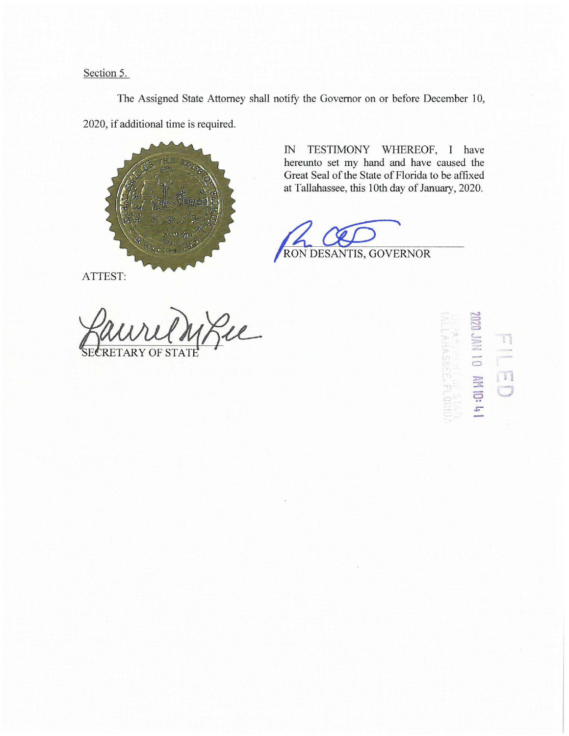Section 5.

The Assigned State Attorney shall notify the Governor on or before December 10, 2020, if additional time is required.

IN TESTIMONY WHEREOF, I have hereunto set my hand and have caused the Great Seal of the State of Florida to be affixed at Tallahassee, this 10th day of January, 2020.

RON DESANTIS, GOVERNOR

ATTEST:

SECRETARY OF STATE

FILED

2020 JAN 10 AM 10:41

DEPARTMENT OF STATE
TALLAHASSEE, FLORIDA